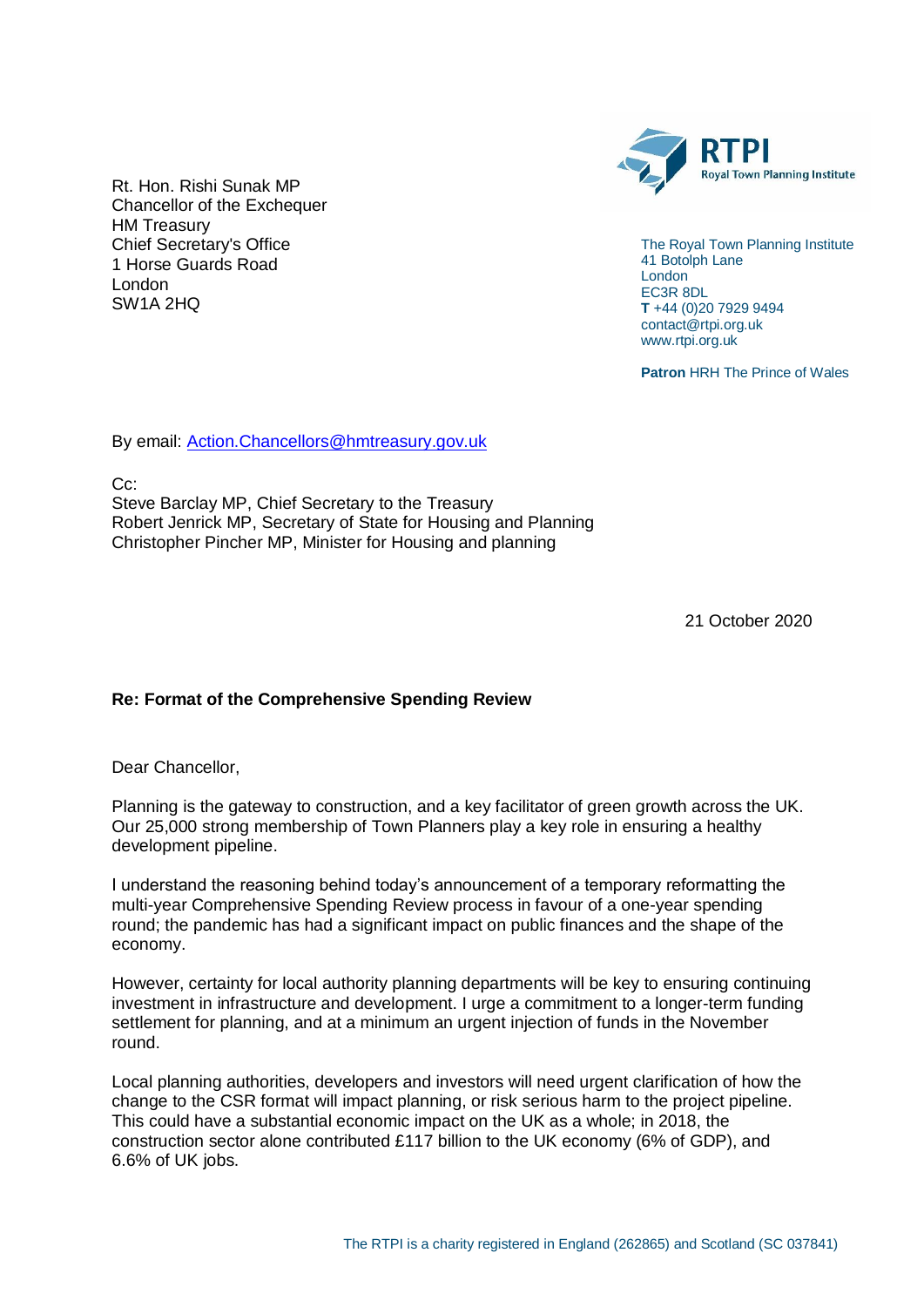Rt. Hon. Rishi Sunak MP
Chancellor of the Exchequer
HM Treasury
Chief Secretary's Office
1 Horse Guards Road
London
SW1A 2HQ

RTPI
Royal Town Planning Institute

The Royal Town Planning Institute
41 Botolph Lane
London
EC3R 8DL
**T** +44 (0)20 7929 9494
contact@rtpi.org.uk
www.rtpi.org.uk

**Patron** HRH The Prince of Wales

By email: Action.Chancellors@hmtreasury.gov.uk

Cc:
Steve Barclay MP, Chief Secretary to the Treasury
Robert Jenrick MP, Secretary of State for Housing and Planning
Christopher Pincher MP, Minister for Housing and planning

21 October 2020

**Re: Format of the Comprehensive Spending Review**

Dear Chancellor,

Planning is the gateway to construction, and a key facilitator of green growth across the UK. Our 25,000 strong membership of Town Planners play a key role in ensuring a healthy development pipeline.

I understand the reasoning behind today's announcement of a temporary reformatting the multi-year Comprehensive Spending Review process in favour of a one-year spending round; the pandemic has had a significant impact on public finances and the shape of the economy.

However, certainty for local authority planning departments will be key to ensuring continuing investment in infrastructure and development. I urge a commitment to a longer-term funding settlement for planning, and at a minimum an urgent injection of funds in the November round.

Local planning authorities, developers and investors will need urgent clarification of how the change to the CSR format will impact planning, or risk serious harm to the project pipeline. This could have a substantial economic impact on the UK as a whole; in 2018, the construction sector alone contributed £117 billion to the UK economy (6% of GDP), and 6.6% of UK jobs.

The RTPI is a charity registered in England (262865) and Scotland (SC 037841)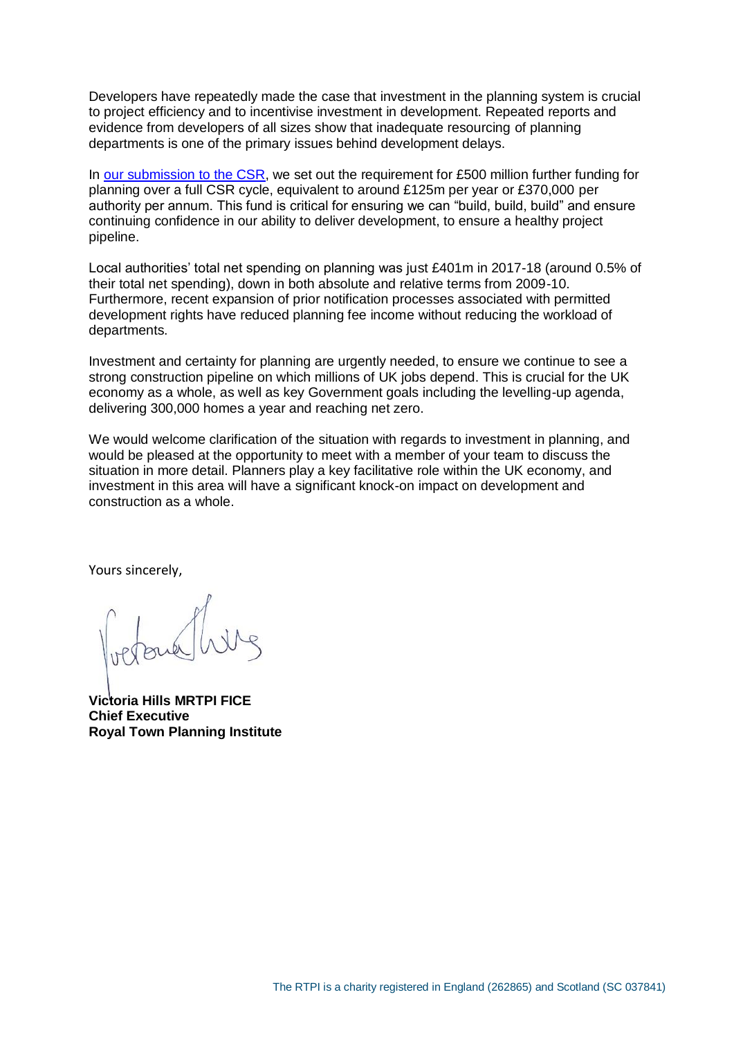Developers have repeatedly made the case that investment in the planning system is crucial to project efficiency and to incentivise investment in development. Repeated reports and evidence from developers of all sizes show that inadequate resourcing of planning departments is one of the primary issues behind development delays.

In [our submission to the CSR](), we set out the requirement for £500 million further funding for planning over a full CSR cycle, equivalent to around £125m per year or £370,000 per authority per annum. This fund is critical for ensuring we can "build, build, build" and ensure continuing confidence in our ability to deliver development, to ensure a healthy project pipeline.

Local authorities' total net spending on planning was just £401m in 2017-18 (around 0.5% of their total net spending), down in both absolute and relative terms from 2009-10. Furthermore, recent expansion of prior notification processes associated with permitted development rights have reduced planning fee income without reducing the workload of departments.

Investment and certainty for planning are urgently needed, to ensure we continue to see a strong construction pipeline on which millions of UK jobs depend. This is crucial for the UK economy as a whole, as well as key Government goals including the levelling-up agenda, delivering 300,000 homes a year and reaching net zero.

We would welcome clarification of the situation with regards to investment in planning, and would be pleased at the opportunity to meet with a member of your team to discuss the situation in more detail. Planners play a key facilitative role within the UK economy, and investment in this area will have a significant knock-on impact on development and construction as a whole.

Yours sincerely,

**Victoria Hills MRTPI FICE**
**Chief Executive**
**Royal Town Planning Institute**

The RTPI is a charity registered in England (262865) and Scotland (SC 037841)